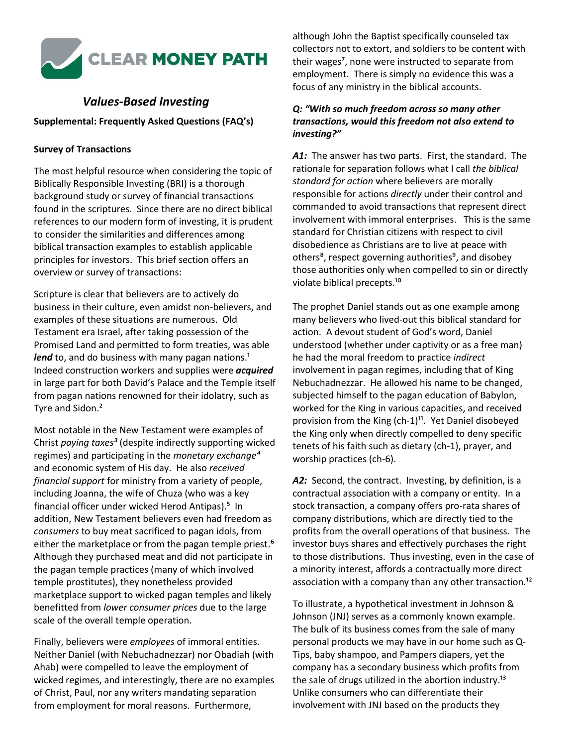CLEAR MONEY PATH

## *Values-Based Investing*

**Supplemental: Frequently Asked Questions (FAQ's)**

### Survey of Transactions

The most helpful resource when considering the topic of Biblically Responsible Investing (BRI) is a thorough background study or survey of financial transactions found in the scriptures. Since there are no direct biblical references to our modern form of investing, it is prudent to consider the similarities and differences among biblical transaction examples to establish applicable principles for investors. This brief section offers an overview or survey of transactions:

Scripture is clear that believers are to actively do business in their culture, even amidst non-believers, and examples of these situations are numerous. Old Testament era Israel, after taking possession of the Promised Land and permitted to form treaties, was able ***lend*** to, and do business with many pagan nations.[1] Indeed construction workers and supplies were ***acquired*** in large part for both David's Palace and the Temple itself from pagan nations renowned for their idolatry, such as Tyre and Sidon.[2]

Most notable in the New Testament were examples of Christ *paying taxes*[3] (despite indirectly supporting wicked regimes) and participating in the *monetary exchange*[4] and economic system of His day. He also *received financial support* for ministry from a variety of people, including Joanna, the wife of Chuza (who was a key financial officer under wicked Herod Antipas).[5] In addition, New Testament believers even had freedom as *consumers* to buy meat sacrificed to pagan idols, from either the marketplace or from the pagan temple priest.[6] Although they purchased meat and did not participate in the pagan temple practices (many of which involved temple prostitutes), they nonetheless provided marketplace support to wicked pagan temples and likely benefitted from *lower consumer prices* due to the large scale of the overall temple operation.

Finally, believers were *employees* of immoral entities. Neither Daniel (with Nebuchadnezzar) nor Obadiah (with Ahab) were compelled to leave the employment of wicked regimes, and interestingly, there are no examples of Christ, Paul, nor any writers mandating separation from employment for moral reasons. Furthermore, although John the Baptist specifically counseled tax collectors not to extort, and soldiers to be content with their wages[7], none were instructed to separate from employment. There is simply no evidence this was a focus of any ministry in the biblical accounts.

#### *Q: "With so much freedom across so many other transactions, would this freedom not also extend to investing?"*

***A1:*** The answer has two parts. First, the standard. The rationale for separation follows what I call *the biblical standard for action* where believers are morally responsible for actions *directly* under their control and commanded to avoid transactions that represent direct involvement with immoral enterprises. This is the same standard for Christian citizens with respect to civil disobedience as Christians are to live at peace with others[8], respect governing authorities[9], and disobey those authorities only when compelled to sin or directly violate biblical precepts.[10]

The prophet Daniel stands out as one example among many believers who lived-out this biblical standard for action. A devout student of God's word, Daniel understood (whether under captivity or as a free man) he had the moral freedom to practice *indirect* involvement in pagan regimes, including that of King Nebuchadnezzar. He allowed his name to be changed, subjected himself to the pagan education of Babylon, worked for the King in various capacities, and received provision from the King (ch-1)[11]. Yet Daniel disobeyed the King only when directly compelled to deny specific tenets of his faith such as dietary (ch-1), prayer, and worship practices (ch-6).

***A2:*** Second, the contract. Investing, by definition, is a contractual association with a company or entity. In a stock transaction, a company offers pro-rata shares of company distributions, which are directly tied to the profits from the overall operations of that business. The investor buys shares and effectively purchases the right to those distributions. Thus investing, even in the case of a minority interest, affords a contractually more direct association with a company than any other transaction.[12]

To illustrate, a hypothetical investment in Johnson & Johnson (JNJ) serves as a commonly known example. The bulk of its business comes from the sale of many personal products we may have in our home such as Q-Tips, baby shampoo, and Pampers diapers, yet the company has a secondary business which profits from the sale of drugs utilized in the abortion industry.[13] Unlike consumers who can differentiate their involvement with JNJ based on the products they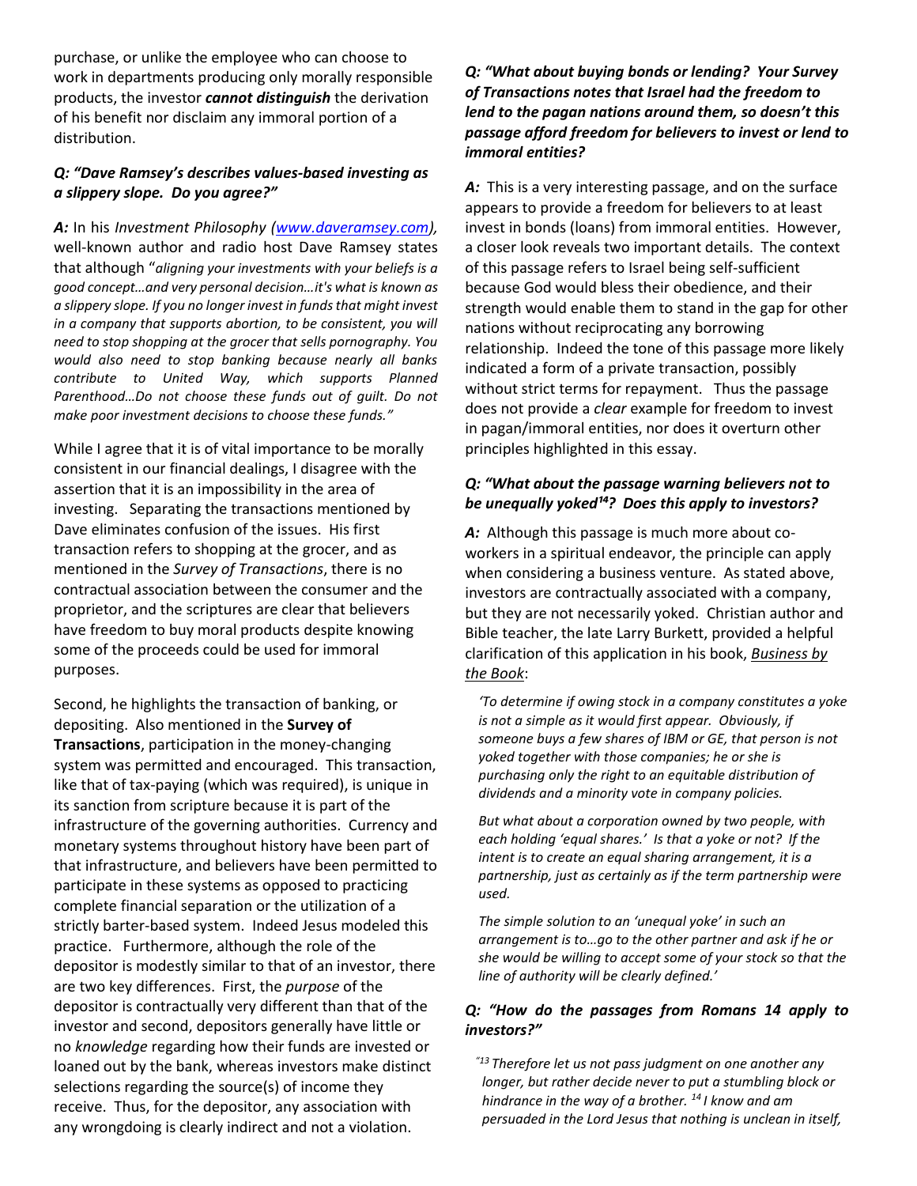purchase, or unlike the employee who can choose to work in departments producing only morally responsible products, the investor ***cannot distinguish*** the derivation of his benefit nor disclaim any immoral portion of a distribution.

### *Q: "Dave Ramsey's describes values-based investing as a slippery slope. Do you agree?"*

***A:*** In his *Investment Philosophy ([www.daveramsey.com](http://www.daveramsey.com)),* well-known author and radio host Dave Ramsey states that although "*aligning your investments with your beliefs is a good concept…and very personal decision…it's what is known as a slippery slope. If you no longer invest in funds that might invest in a company that supports abortion, to be consistent, you will need to stop shopping at the grocer that sells pornography. You would also need to stop banking because nearly all banks contribute to United Way, which supports Planned Parenthood…Do not choose these funds out of guilt. Do not make poor investment decisions to choose these funds."*

While I agree that it is of vital importance to be morally consistent in our financial dealings, I disagree with the assertion that it is an impossibility in the area of investing. Separating the transactions mentioned by Dave eliminates confusion of the issues. His first transaction refers to shopping at the grocer, and as mentioned in the *Survey of Transactions*, there is no contractual association between the consumer and the proprietor, and the scriptures are clear that believers have freedom to buy moral products despite knowing some of the proceeds could be used for immoral purposes.

Second, he highlights the transaction of banking, or depositing. Also mentioned in the **Survey of Transactions**, participation in the money-changing system was permitted and encouraged. This transaction, like that of tax-paying (which was required), is unique in its sanction from scripture because it is part of the infrastructure of the governing authorities. Currency and monetary systems throughout history have been part of that infrastructure, and believers have been permitted to participate in these systems as opposed to practicing complete financial separation or the utilization of a strictly barter-based system. Indeed Jesus modeled this practice. Furthermore, although the role of the depositor is modestly similar to that of an investor, there are two key differences. First, the *purpose* of the depositor is contractually very different than that of the investor and second, depositors generally have little or no *knowledge* regarding how their funds are invested or loaned out by the bank, whereas investors make distinct selections regarding the source(s) of income they receive. Thus, for the depositor, any association with any wrongdoing is clearly indirect and not a violation.

### *Q: "What about buying bonds or lending? Your Survey of Transactions notes that Israel had the freedom to lend to the pagan nations around them, so doesn't this passage afford freedom for believers to invest or lend to immoral entities?*

***A:*** This is a very interesting passage, and on the surface appears to provide a freedom for believers to at least invest in bonds (loans) from immoral entities. However, a closer look reveals two important details. The context of this passage refers to Israel being self-sufficient because God would bless their obedience, and their strength would enable them to stand in the gap for other nations without reciprocating any borrowing relationship. Indeed the tone of this passage more likely indicated a form of a private transaction, possibly without strict terms for repayment. Thus the passage does not provide a *clear* example for freedom to invest in pagan/immoral entities, nor does it overturn other principles highlighted in this essay.

### *Q: "What about the passage warning believers not to be unequally yoked[14]? Does this apply to investors?*

***A:*** Although this passage is much more about co-workers in a spiritual endeavor, the principle can apply when considering a business venture. As stated above, investors are contractually associated with a company, but they are not necessarily yoked. Christian author and Bible teacher, the late Larry Burkett, provided a helpful clarification of this application in his book, *Business by the Book*:

> *'To determine if owing stock in a company constitutes a yoke is not a simple as it would first appear. Obviously, if someone buys a few shares of IBM or GE, that person is not yoked together with those companies; he or she is purchasing only the right to an equitable distribution of dividends and a minority vote in company policies.*
>
> *But what about a corporation owned by two people, with each holding 'equal shares.' Is that a yoke or not? If the intent is to create an equal sharing arrangement, it is a partnership, just as certainly as if the term partnership were used.*
>
> *The simple solution to an 'unequal yoke' in such an arrangement is to…go to the other partner and ask if he or she would be willing to accept some of your stock so that the line of authority will be clearly defined.'*

### *Q: "How do the passages from Romans 14 apply to investors?"*

> *"[13] Therefore let us not pass judgment on one another any longer, but rather decide never to put a stumbling block or hindrance in the way of a brother. [14] I know and am persuaded in the Lord Jesus that nothing is unclean in itself,*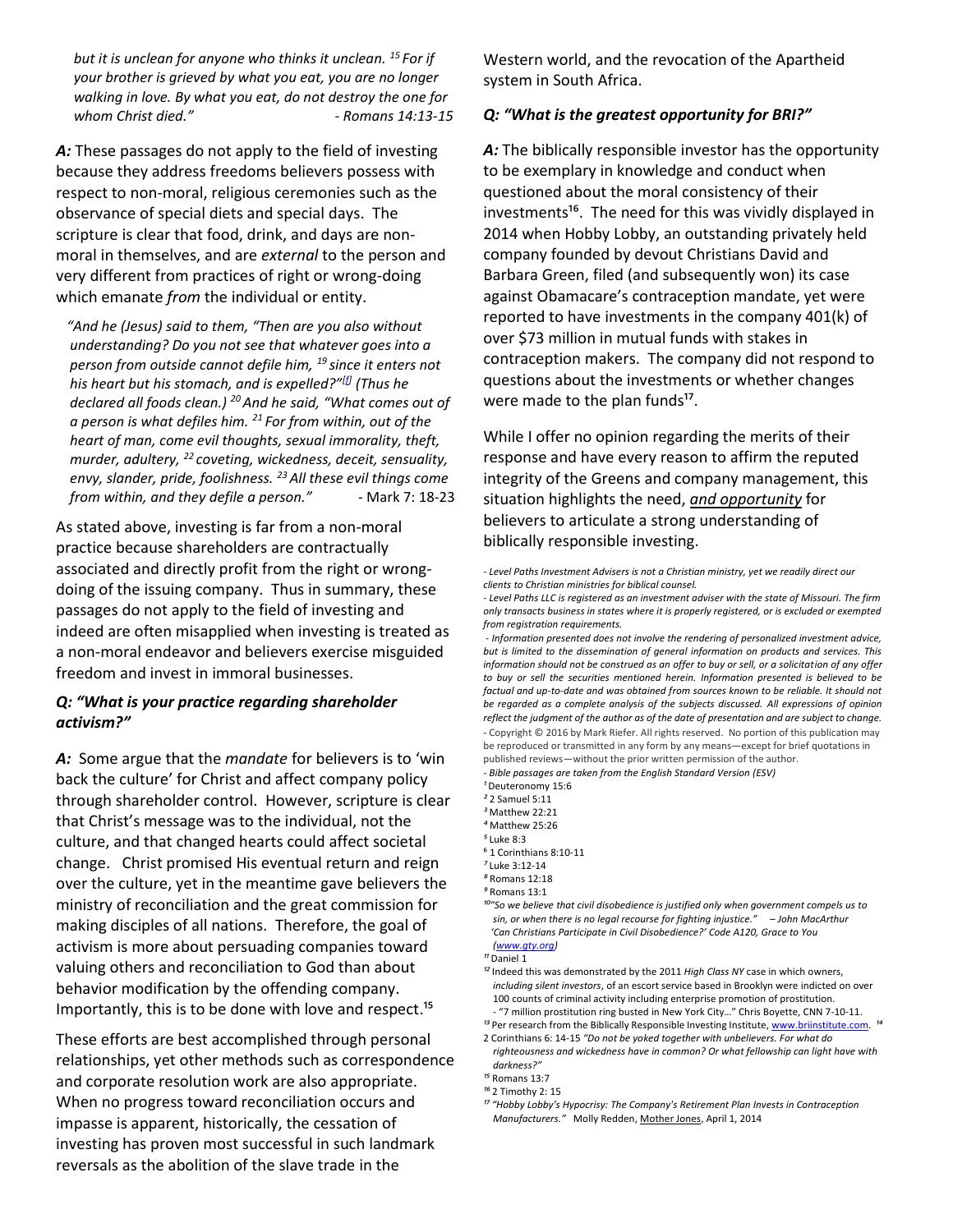*but it is unclean for anyone who thinks it unclean. [15] For if your brother is grieved by what you eat, you are no longer walking in love. By what you eat, do not destroy the one for whom Christ died."* - *Romans 14:13-15*

***A:*** These passages do not apply to the field of investing because they address freedoms believers possess with respect to non-moral, religious ceremonies such as the observance of special diets and special days. The scripture is clear that food, drink, and days are non-moral in themselves, and are *external* to the person and very different from practices of right or wrong-doing which emanate *from* the individual or entity.

*"And he (Jesus) said to them, "Then are you also without understanding? Do you not see that whatever goes into a person from outside cannot defile him, [19] since it enters not his heart but his stomach, and is expelled?"[f] (Thus he declared all foods clean.) [20] And he said, "What comes out of a person is what defiles him. [21] For from within, out of the heart of man, come evil thoughts, sexual immorality, theft, murder, adultery, [22] coveting, wickedness, deceit, sensuality, envy, slander, pride, foolishness. [23] All these evil things come from within, and they defile a person."* - Mark 7: 18-23

As stated above, investing is far from a non-moral practice because shareholders are contractually associated and directly profit from the right or wrong-doing of the issuing company. Thus in summary, these passages do not apply to the field of investing and indeed are often misapplied when investing is treated as a non-moral endeavor and believers exercise misguided freedom and invest in immoral businesses.

### *Q: "What is your practice regarding shareholder activism?"*

***A:*** Some argue that the *mandate* for believers is to 'win back the culture' for Christ and affect company policy through shareholder control. However, scripture is clear that Christ's message was to the individual, not the culture, and that changed hearts could affect societal change. Christ promised His eventual return and reign over the culture, yet in the meantime gave believers the ministry of reconciliation and the great commission for making disciples of all nations. Therefore, the goal of activism is more about persuading companies toward valuing others and reconciliation to God than about behavior modification by the offending company. Importantly, this is to be done with love and respect.[15]

These efforts are best accomplished through personal relationships, yet other methods such as correspondence and corporate resolution work are also appropriate. When no progress toward reconciliation occurs and impasse is apparent, historically, the cessation of investing has proven most successful in such landmark reversals as the abolition of the slave trade in the Western world, and the revocation of the Apartheid system in South Africa.

### *Q: "What is the greatest opportunity for BRI?"*

***A:*** The biblically responsible investor has the opportunity to be exemplary in knowledge and conduct when questioned about the moral consistency of their investments[16]. The need for this was vividly displayed in 2014 when Hobby Lobby, an outstanding privately held company founded by devout Christians David and Barbara Green, filed (and subsequently won) its case against Obamacare's contraception mandate, yet were reported to have investments in the company 401(k) of over $73 million in mutual funds with stakes in contraception makers. The company did not respond to questions about the investments or whether changes were made to the plan funds[17].

While I offer no opinion regarding the merits of their response and have every reason to affirm the reputed integrity of the Greens and company management, this situation highlights the need, ***and opportunity*** for believers to articulate a strong understanding of biblically responsible investing.

*- Level Paths Investment Advisers is not a Christian ministry, yet we readily direct our clients to Christian ministries for biblical counsel.*

*- Level Paths LLC is registered as an investment adviser with the state of Missouri. The firm only transacts business in states where it is properly registered, or is excluded or exempted from registration requirements.*

*- Information presented does not involve the rendering of personalized investment advice, but is limited to the dissemination of general information on products and services. This information should not be construed as an offer to buy or sell, or a solicitation of any offer to buy or sell the securities mentioned herein. Information presented is believed to be factual and up-to-date and was obtained from sources known to be reliable. It should not be regarded as a complete analysis of the subjects discussed. All expressions of opinion reflect the judgment of the author as of the date of presentation and are subject to change.*

- Copyright © 2016 by Mark Riefer. All rights reserved. No portion of this publication may be reproduced or transmitted in any form by any means—except for brief quotations in published reviews—without the prior written permission of the author.

*- Bible passages are taken from the English Standard Version (ESV)*

[1] Deuteronomy 15:6
[2] 2 Samuel 5:11
[3] Matthew 22:21
[4] Matthew 25:26
[5] Luke 8:3
[6] 1 Corinthians 8:10-11
[7] Luke 3:12-14
[8] Romans 12:18
[9] Romans 13:1
[10] *"So we believe that civil disobedience is justified only when government compels us to sin, or when there is no legal recourse for fighting injustice." – John MacArthur 'Can Christians Participate in Civil Disobedience?' Code A120, Grace to You (www.gty.org)*
[11] Daniel 1
[12] Indeed this was demonstrated by the 2011 *High Class NY* case in which owners, *including silent investors*, of an escort service based in Brooklyn were indicted on over 100 counts of criminal activity including enterprise promotion of prostitution.
- "7 million prostitution ring busted in New York City…" Chris Boyette, CNN 7-10-11.
[13] Per research from the Biblically Responsible Investing Institute, www.briinstitute.com.
[14] 2 Corinthians 6: 14-15 *"Do not be yoked together with unbelievers. For what do righteousness and wickedness have in common? Or what fellowship can light have with darkness?"*
[15] Romans 13:7
[16] 2 Timothy 2: 15
[17] *"Hobby Lobby's Hypocrisy: The Company's Retirement Plan Invests in Contraception Manufacturers."* Molly Redden, Mother Jones, April 1, 2014